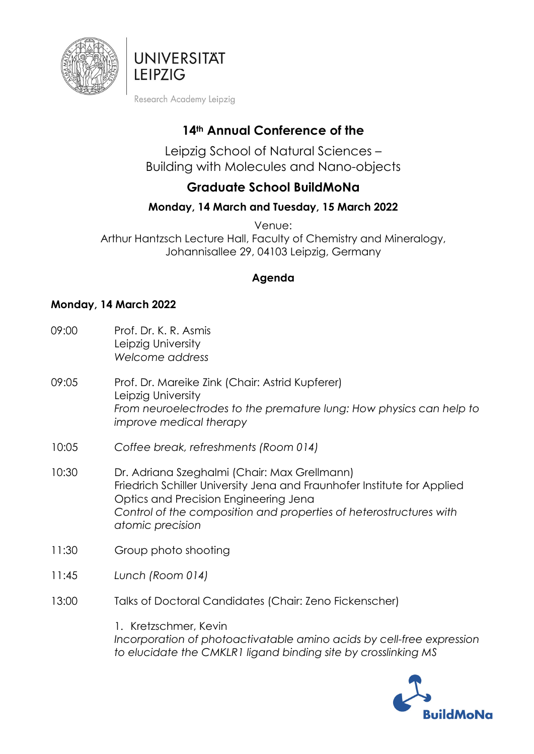UNIVERSITÄT LEIPZIG

Research Academy Leipzig

# 14th Annual Conference of the

Leipzig School of Natural Sciences –
Building with Molecules and Nano-objects

## Graduate School BuildMoNa

### Monday, 14 March and Tuesday, 15 March 2022

Venue:
Arthur Hantzsch Lecture Hall, Faculty of Chemistry and Mineralogy,
Johannisallee 29, 04103 Leipzig, Germany

**Agenda**

**Monday, 14 March 2022**

09:00 Prof. Dr. K. R. Asmis
Leipzig University
*Welcome address*

09:05 Prof. Dr. Mareike Zink (Chair: Astrid Kupferer)
Leipzig University
*From neuroelectrodes to the premature lung: How physics can help to improve medical therapy*

10:05 *Coffee break, refreshments (Room 014)*

10:30 Dr. Adriana Szeghalmi (Chair: Max Grellmann)
Friedrich Schiller University Jena and Fraunhofer Institute for Applied Optics and Precision Engineering Jena
*Control of the composition and properties of heterostructures with atomic precision*

11:30 Group photo shooting

11:45 *Lunch (Room 014)*

13:00 Talks of Doctoral Candidates (Chair: Zeno Fickenscher)

1. Kretzschmer, Kevin
*Incorporation of photoactivatable amino acids by cell-free expression to elucidate the CMKLR1 ligand binding site by crosslinking MS*

BuildMoNa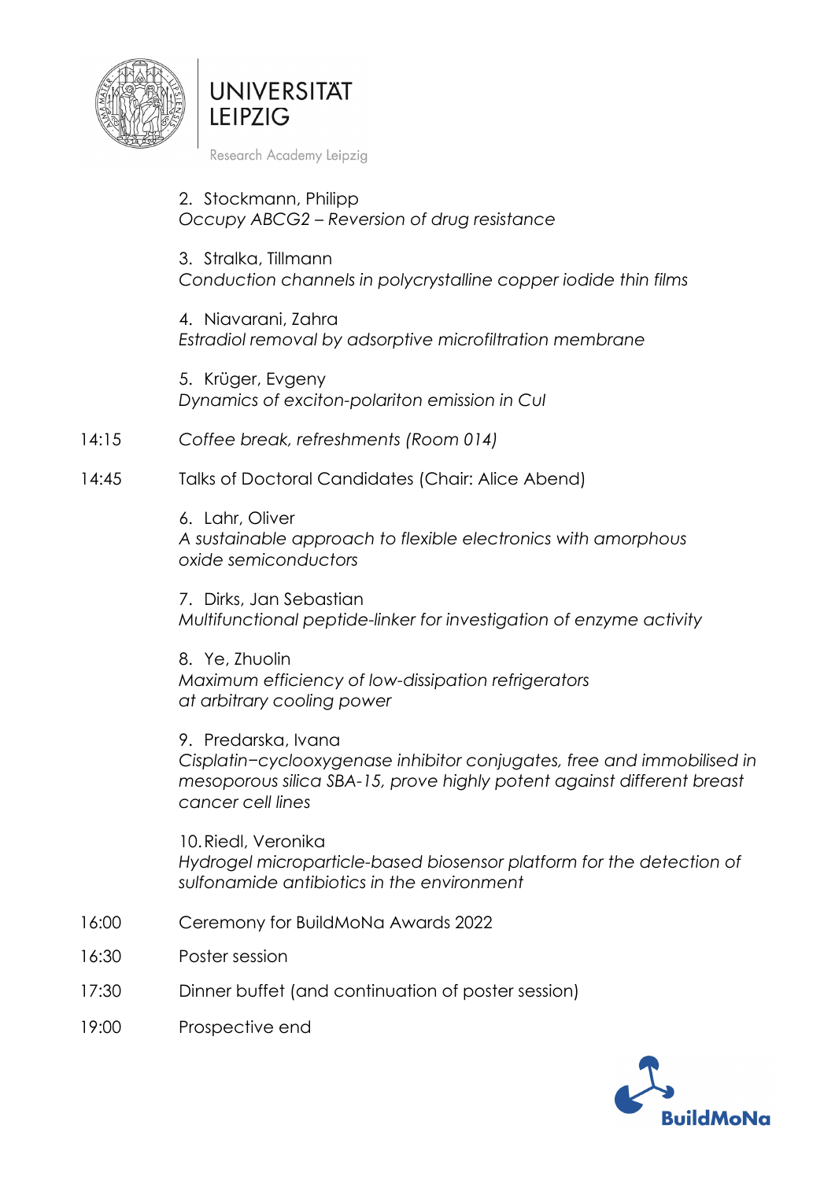2. Stockmann, Philipp
*Occupy ABCG2 – Reversion of drug resistance*

3. Stralka, Tillmann
*Conduction channels in polycrystalline copper iodide thin films*

4. Niavarani, Zahra
*Estradiol removal by adsorptive microfiltration membrane*

5. Krüger, Evgeny
*Dynamics of exciton-polariton emission in CuI*

14:15 *Coffee break, refreshments (Room 014)*

14:45 Talks of Doctoral Candidates (Chair: Alice Abend)

6. Lahr, Oliver
*A sustainable approach to flexible electronics with amorphous oxide semiconductors*

7. Dirks, Jan Sebastian
*Multifunctional peptide-linker for investigation of enzyme activity*

8. Ye, Zhuolin
*Maximum efficiency of low-dissipation refrigerators at arbitrary cooling power*

9. Predarska, Ivana
*Cisplatin−cyclooxygenase inhibitor conjugates, free and immobilised in mesoporous silica SBA-15, prove highly potent against different breast cancer cell lines*

10. Riedl, Veronika
*Hydrogel microparticle-based biosensor platform for the detection of sulfonamide antibiotics in the environment*

16:00 Ceremony for BuildMoNa Awards 2022

16:30 Poster session

17:30 Dinner buffet (and continuation of poster session)

19:00 Prospective end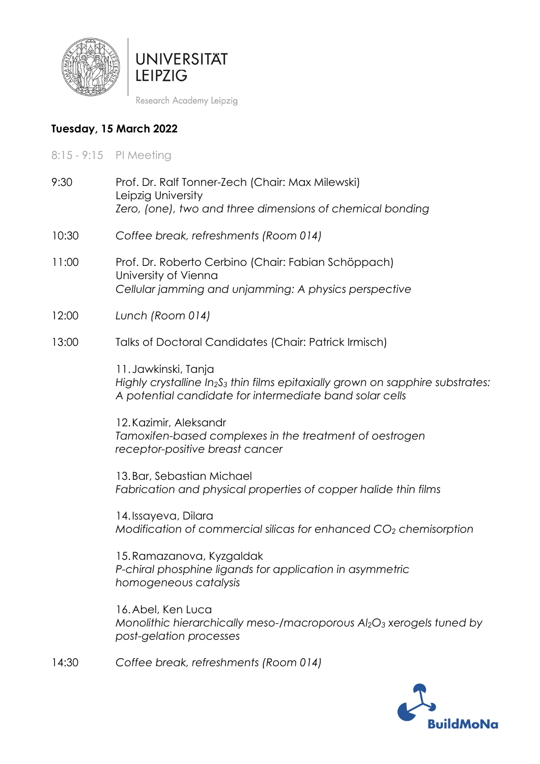**Tuesday, 15 March 2022**

8:15 - 9:15 PI Meeting

9:30 Prof. Dr. Ralf Tonner-Zech (Chair: Max Milewski)
Leipzig University
*Zero, (one), two and three dimensions of chemical bonding*

10:30 *Coffee break, refreshments (Room 014)*

11:00 Prof. Dr. Roberto Cerbino (Chair: Fabian Schöppach)
University of Vienna
*Cellular jamming and unjamming: A physics perspective*

12:00 *Lunch (Room 014)*

13:00 Talks of Doctoral Candidates (Chair: Patrick Irmisch)

11. Jawkinski, Tanja
*Highly crystalline $In_2S_3$ thin films epitaxially grown on sapphire substrates: A potential candidate for intermediate band solar cells*

12. Kazimir, Aleksandr
*Tamoxifen-based complexes in the treatment of oestrogen receptor-positive breast cancer*

13. Bar, Sebastian Michael
*Fabrication and physical properties of copper halide thin films*

14. Issayeva, Dilara
*Modification of commercial silicas for enhanced $CO_2$ chemisorption*

15. Ramazanova, Kyzgaldak
*P-chiral phosphine ligands for application in asymmetric homogeneous catalysis*

16. Abel, Ken Luca
*Monolithic hierarchically meso-/macroporous $Al_2O_3$ xerogels tuned by post-gelation processes*

14:30 *Coffee break, refreshments (Room 014)*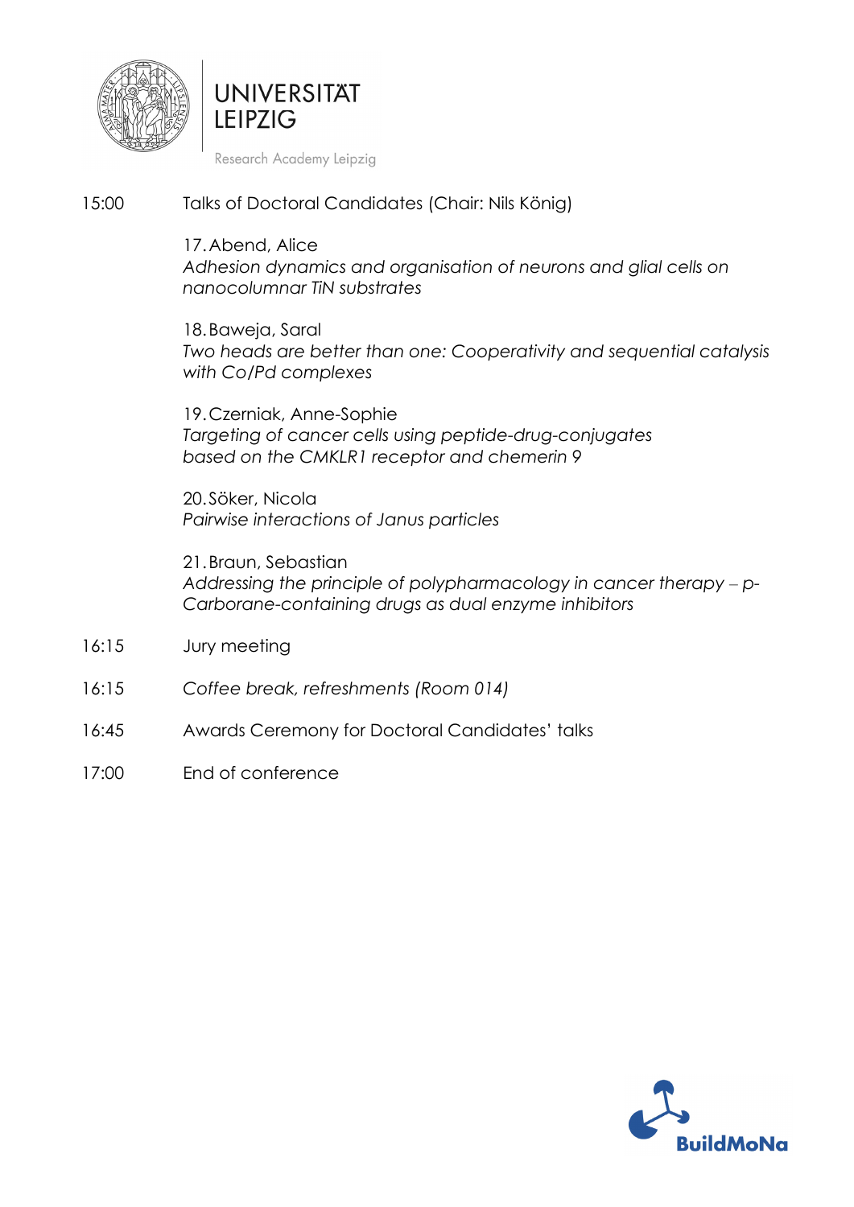15:00 Talks of Doctoral Candidates (Chair: Nils König)

17. Abend, Alice
*Adhesion dynamics and organisation of neurons and glial cells on nanocolumnar TiN substrates*

18. Baweja, Saral
*Two heads are better than one: Cooperativity and sequential catalysis with Co/Pd complexes*

19. Czerniak, Anne-Sophie
*Targeting of cancer cells using peptide-drug-conjugates based on the CMKLR1 receptor and chemerin 9*

20. Söker, Nicola
*Pairwise interactions of Janus particles*

21. Braun, Sebastian
*Addressing the principle of polypharmacology in cancer therapy – p-Carborane-containing drugs as dual enzyme inhibitors*

16:15 Jury meeting

16:15 *Coffee break, refreshments (Room 014)*

16:45 Awards Ceremony for Doctoral Candidates' talks

17:00 End of conference